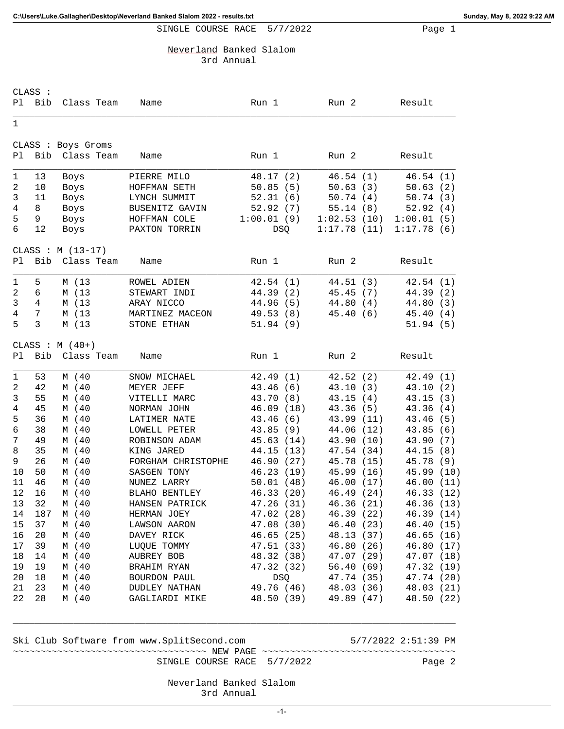SINGLE COURSE RACE 5/7/2022

# Neverland Banked Slalom

## 3rd Annual

CLASS :

| Pl | Bib | Class Team | Name | Run 1 | Run 2 | Result |
|---|---|---|---|---|---|---|
| 1 | | | | | | |

CLASS : Boys Groms

| Pl | Bib | Class Team | Name | Run 1 | Run 2 | Result |
|---|---|---|---|---|---|---|
| 1 | 13 | Boys | PIERRE MILO | 48.17 (2) | 46.54 (1) | 46.54 (1) |
| 2 | 10 | Boys | HOFFMAN SETH | 50.85 (5) | 50.63 (3) | 50.63 (2) |
| 3 | 11 | Boys | LYNCH SUMMIT | 52.31 (6) | 50.74 (4) | 50.74 (3) |
| 4 | 8 | Boys | BUSENITZ GAVIN | 52.92 (7) | 55.14 (8) | 52.92 (4) |
| 5 | 9 | Boys | HOFFMAN COLE | 1:00.01 (9) | 1:02.53 (10) | 1:00.01 (5) |
| 6 | 12 | Boys | PAXTON TORRIN | DSQ | 1:17.78 (11) | 1:17.78 (6) |

CLASS : M (13-17)

| Pl | Bib | Class Team | Name | Run 1 | Run 2 | Result |
|---|---|---|---|---|---|---|
| 1 | 5 | M (13 | ROWEL ADIEN | 42.54 (1) | 44.51 (3) | 42.54 (1) |
| 2 | 6 | M (13 | STEWART INDI | 44.39 (2) | 45.45 (7) | 44.39 (2) |
| 3 | 4 | M (13 | ARAY NICCO | 44.96 (5) | 44.80 (4) | 44.80 (3) |
| 4 | 7 | M (13 | MARTINEZ MACEON | 49.53 (8) | 45.40 (6) | 45.40 (4) |
| 5 | 3 | M (13 | STONE ETHAN | 51.94 (9) | | 51.94 (5) |

CLASS : M (40+)

| Pl | Bib | Class Team | Name | Run 1 | Run 2 | Result |
|---|---|---|---|---|---|---|
| 1 | 53 | M (40 | SNOW MICHAEL | 42.49 (1) | 42.52 (2) | 42.49 (1) |
| 2 | 42 | M (40 | MEYER JEFF | 43.46 (6) | 43.10 (3) | 43.10 (2) |
| 3 | 55 | M (40 | VITELLI MARC | 43.70 (8) | 43.15 (4) | 43.15 (3) |
| 4 | 45 | M (40 | NORMAN JOHN | 46.09 (18) | 43.36 (5) | 43.36 (4) |
| 5 | 36 | M (40 | LATIMER NATE | 43.46 (6) | 43.99 (11) | 43.46 (5) |
| 6 | 38 | M (40 | LOWELL PETER | 43.85 (9) | 44.06 (12) | 43.85 (6) |
| 7 | 49 | M (40 | ROBINSON ADAM | 45.63 (14) | 43.90 (10) | 43.90 (7) |
| 8 | 35 | M (40 | KING JARED | 44.15 (13) | 47.54 (34) | 44.15 (8) |
| 9 | 26 | M (40 | FORGHAM CHRISTOPHE | 46.90 (27) | 45.78 (15) | 45.78 (9) |
| 10 | 50 | M (40 | SASGEN TONY | 46.23 (19) | 45.99 (16) | 45.99 (10) |
| 11 | 46 | M (40 | NUNEZ LARRY | 50.01 (48) | 46.00 (17) | 46.00 (11) |
| 12 | 16 | M (40 | BLAHO BENTLEY | 46.33 (20) | 46.49 (24) | 46.33 (12) |
| 13 | 32 | M (40 | HANSEN PATRICK | 47.26 (31) | 46.36 (21) | 46.36 (13) |
| 14 | 187 | M (40 | HERMAN JOEY | 47.02 (28) | 46.39 (22) | 46.39 (14) |
| 15 | 37 | M (40 | LAWSON AARON | 47.08 (30) | 46.40 (23) | 46.40 (15) |
| 16 | 20 | M (40 | DAVEY RICK | 46.65 (25) | 48.13 (37) | 46.65 (16) |
| 17 | 39 | M (40 | LUQUE TOMMY | 47.51 (33) | 46.80 (26) | 46.80 (17) |
| 18 | 14 | M (40 | AUBREY BOB | 48.32 (38) | 47.07 (29) | 47.07 (18) |
| 19 | 19 | M (40 | BRAHIM RYAN | 47.32 (32) | 56.40 (69) | 47.32 (19) |
| 20 | 18 | M (40 | BOURDON PAUL | DSQ | 47.74 (35) | 47.74 (20) |
| 21 | 23 | M (40 | DUDLEY NATHAN | 49.76 (46) | 48.03 (36) | 48.03 (21) |
| 22 | 28 | M (40 | GAGLIARDI MIKE | 48.50 (39) | 49.89 (47) | 48.50 (22) |

Ski Club Software from www.SplitSecond.com 5/7/2022 2:51:39 PM

~~~~~~~~~~~~~~~~~~~~~~~~~~~~~~~~~~ NEW PAGE ~~~~~~~~~~~~~~~~~~~~~~~~~~~~~~~~~~

SINGLE COURSE RACE 5/7/2022

Neverland Banked Slalom

3rd Annual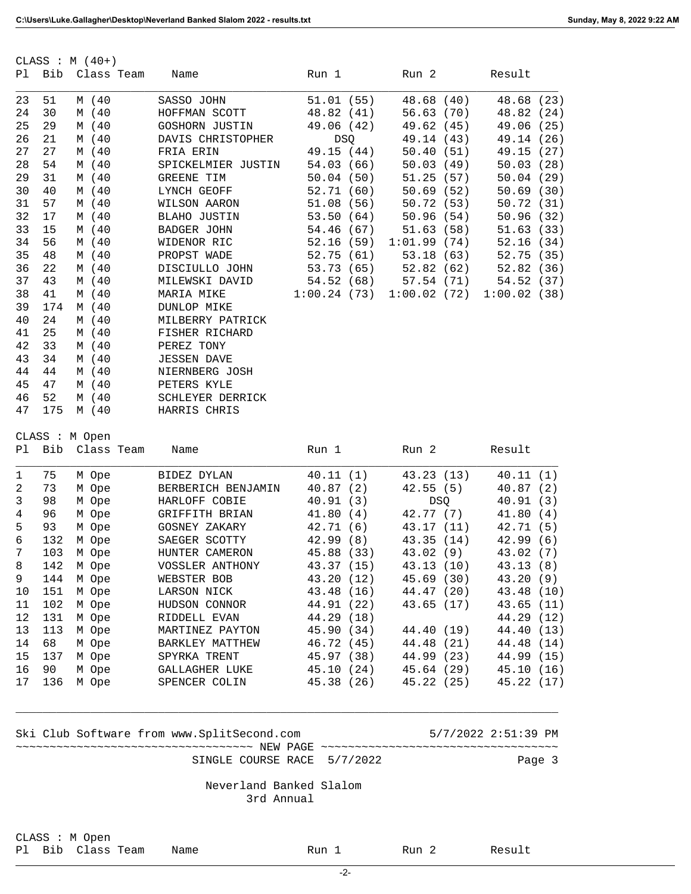CLASS : M (40+)

| Pl | Bib | Class Team | Name | Run 1 | Run 2 | Result |
|---|---|---|---|---|---|---|
| 23 | 51 | M (40 | SASSO JOHN | 51.01 (55) | 48.68 (40) | 48.68 (23) |
| 24 | 30 | M (40 | HOFFMAN SCOTT | 48.82 (41) | 56.63 (70) | 48.82 (24) |
| 25 | 29 | M (40 | GOSHORN JUSTIN | 49.06 (42) | 49.62 (45) | 49.06 (25) |
| 26 | 21 | M (40 | DAVIS CHRISTOPHER | DSQ | 49.14 (43) | 49.14 (26) |
| 27 | 27 | M (40 | FRIA ERIN | 49.15 (44) | 50.40 (51) | 49.15 (27) |
| 28 | 54 | M (40 | SPICKELMIER JUSTIN | 54.03 (66) | 50.03 (49) | 50.03 (28) |
| 29 | 31 | M (40 | GREENE TIM | 50.04 (50) | 51.25 (57) | 50.04 (29) |
| 30 | 40 | M (40 | LYNCH GEOFF | 52.71 (60) | 50.69 (52) | 50.69 (30) |
| 31 | 57 | M (40 | WILSON AARON | 51.08 (56) | 50.72 (53) | 50.72 (31) |
| 32 | 17 | M (40 | BLAHO JUSTIN | 53.50 (64) | 50.96 (54) | 50.96 (32) |
| 33 | 15 | M (40 | BADGER JOHN | 54.46 (67) | 51.63 (58) | 51.63 (33) |
| 34 | 56 | M (40 | WIDENOR RIC | 52.16 (59) | 1:01.99 (74) | 52.16 (34) |
| 35 | 48 | M (40 | PROPST WADE | 52.75 (61) | 53.18 (63) | 52.75 (35) |
| 36 | 22 | M (40 | DISCIULLO JOHN | 53.73 (65) | 52.82 (62) | 52.82 (36) |
| 37 | 43 | M (40 | MILEWSKI DAVID | 54.52 (68) | 57.54 (71) | 54.52 (37) |
| 38 | 41 | M (40 | MARIA MIKE | 1:00.24 (73) | 1:00.02 (72) | 1:00.02 (38) |
| 39 | 174 | M (40 | DUNLOP MIKE | | | |
| 40 | 24 | M (40 | MILBERRY PATRICK | | | |
| 41 | 25 | M (40 | FISHER RICHARD | | | |
| 42 | 33 | M (40 | PEREZ TONY | | | |
| 43 | 34 | M (40 | JESSEN DAVE | | | |
| 44 | 44 | M (40 | NIERNBERG JOSH | | | |
| 45 | 47 | M (40 | PETERS KYLE | | | |
| 46 | 52 | M (40 | SCHLEYER DERRICK | | | |
| 47 | 175 | M (40 | HARRIS CHRIS | | | |

CLASS : M Open

| Pl | Bib | Class Team | Name | Run 1 | Run 2 | Result |
|---|---|---|---|---|---|---|
| 1 | 75 | M Ope | BIDEZ DYLAN | 40.11 (1) | 43.23 (13) | 40.11 (1) |
| 2 | 73 | M Ope | BERBERICH BENJAMIN | 40.87 (2) | 42.55 (5) | 40.87 (2) |
| 3 | 98 | M Ope | HARLOFF COBIE | 40.91 (3) | DSQ | 40.91 (3) |
| 4 | 96 | M Ope | GRIFFITH BRIAN | 41.80 (4) | 42.77 (7) | 41.80 (4) |
| 5 | 93 | M Ope | GOSNEY ZAKARY | 42.71 (6) | 43.17 (11) | 42.71 (5) |
| 6 | 132 | M Ope | SAEGER SCOTTY | 42.99 (8) | 43.35 (14) | 42.99 (6) |
| 7 | 103 | M Ope | HUNTER CAMERON | 45.88 (33) | 43.02 (9) | 43.02 (7) |
| 8 | 142 | M Ope | VOSSLER ANTHONY | 43.37 (15) | 43.13 (10) | 43.13 (8) |
| 9 | 144 | M Ope | WEBSTER BOB | 43.20 (12) | 45.69 (30) | 43.20 (9) |
| 10 | 151 | M Ope | LARSON NICK | 43.48 (16) | 44.47 (20) | 43.48 (10) |
| 11 | 102 | M Ope | HUDSON CONNOR | 44.91 (22) | 43.65 (17) | 43.65 (11) |
| 12 | 131 | M Ope | RIDDELL EVAN | 44.29 (18) | | 44.29 (12) |
| 13 | 113 | M Ope | MARTINEZ PAYTON | 45.90 (34) | 44.40 (19) | 44.40 (13) |
| 14 | 68 | M Ope | BARKLEY MATTHEW | 46.72 (45) | 44.48 (21) | 44.48 (14) |
| 15 | 137 | M Ope | SPYRKA TRENT | 45.97 (38) | 44.99 (23) | 44.99 (15) |
| 16 | 90 | M Ope | GALLAGHER LUKE | 45.10 (24) | 45.64 (29) | 45.10 (16) |
| 17 | 136 | M Ope | SPENCER COLIN | 45.38 (26) | 45.22 (25) | 45.22 (17) |

Ski Club Software from www.SplitSecond.com 5/7/2022 2:51:39 PM

~~~~~~~~~~~~~~~~~~~~~~~~~~~~~~~~~~~~ NEW PAGE ~~~~~~~~~~~~~~~~~~~~~~~~~~~~~~~~~~~~

SINGLE COURSE RACE 5/7/2022 Page 3

Neverland Banked Slalom
3rd Annual

CLASS : M Open

| Pl | Bib | Class Team | Name | Run 1 | Run 2 | Result |
|---|---|---|---|---|---|---|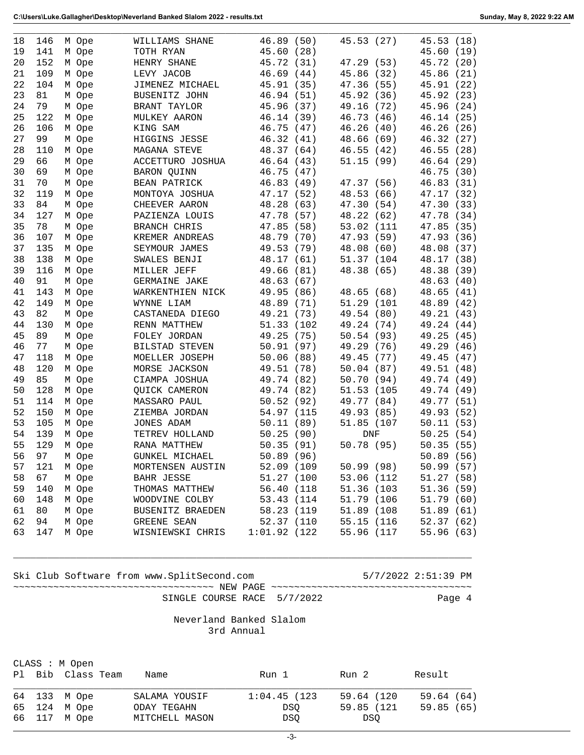| Pl | Bib | Class | Team | Name | Run 1 | Run 2 | Result |
|---|---|---|---|---|---|---|---|
| 18 | 146 | M Ope | | WILLIAMS SHANE | 46.89 (50) | 45.53 (27) | 45.53 (18) |
| 19 | 141 | M Ope | | TOTH RYAN | 45.60 (28) | | 45.60 (19) |
| 20 | 152 | M Ope | | HENRY SHANE | 45.72 (31) | 47.29 (53) | 45.72 (20) |
| 21 | 109 | M Ope | | LEVY JACOB | 46.69 (44) | 45.86 (32) | 45.86 (21) |
| 22 | 104 | M Ope | | JIMENEZ MICHAEL | 45.91 (35) | 47.36 (55) | 45.91 (22) |
| 23 | 81 | M Ope | | BUSENITZ JOHN | 46.94 (51) | 45.92 (36) | 45.92 (23) |
| 24 | 79 | M Ope | | BRANT TAYLOR | 45.96 (37) | 49.16 (72) | 45.96 (24) |
| 25 | 122 | M Ope | | MULKEY AARON | 46.14 (39) | 46.73 (46) | 46.14 (25) |
| 26 | 106 | M Ope | | KING SAM | 46.75 (47) | 46.26 (40) | 46.26 (26) |
| 27 | 99 | M Ope | | HIGGINS JESSE | 46.32 (41) | 48.66 (69) | 46.32 (27) |
| 28 | 110 | M Ope | | MAGANA STEVE | 48.37 (64) | 46.55 (42) | 46.55 (28) |
| 29 | 66 | M Ope | | ACCETTURO JOSHUA | 46.64 (43) | 51.15 (99) | 46.64 (29) |
| 30 | 69 | M Ope | | BARON QUINN | 46.75 (47) | | 46.75 (30) |
| 31 | 70 | M Ope | | BEAN PATRICK | 46.83 (49) | 47.37 (56) | 46.83 (31) |
| 32 | 119 | M Ope | | MONTOYA JOSHUA | 47.17 (52) | 48.53 (66) | 47.17 (32) |
| 33 | 84 | M Ope | | CHEEVER AARON | 48.28 (63) | 47.30 (54) | 47.30 (33) |
| 34 | 127 | M Ope | | PAZIENZA LOUIS | 47.78 (57) | 48.22 (62) | 47.78 (34) |
| 35 | 78 | M Ope | | BRANCH CHRIS | 47.85 (58) | 53.02 (111 | 47.85 (35) |
| 36 | 107 | M Ope | | KREMER ANDREAS | 48.79 (70) | 47.93 (59) | 47.93 (36) |
| 37 | 135 | M Ope | | SEYMOUR JAMES | 49.53 (79) | 48.08 (60) | 48.08 (37) |
| 38 | 138 | M Ope | | SWALES BENJI | 48.17 (61) | 51.37 (104 | 48.17 (38) |
| 39 | 116 | M Ope | | MILLER JEFF | 49.66 (81) | 48.38 (65) | 48.38 (39) |
| 40 | 91 | M Ope | | GERMAINE JAKE | 48.63 (67) | | 48.63 (40) |
| 41 | 143 | M Ope | | WARKENTHIEN NICK | 49.95 (86) | 48.65 (68) | 48.65 (41) |
| 42 | 149 | M Ope | | WYNNE LIAM | 48.89 (71) | 51.29 (101 | 48.89 (42) |
| 43 | 82 | M Ope | | CASTANEDA DIEGO | 49.21 (73) | 49.54 (80) | 49.21 (43) |
| 44 | 130 | M Ope | | RENN MATTHEW | 51.33 (102 | 49.24 (74) | 49.24 (44) |
| 45 | 89 | M Ope | | FOLEY JORDAN | 49.25 (75) | 50.54 (93) | 49.25 (45) |
| 46 | 77 | M Ope | | BILSTAD STEVEN | 50.91 (97) | 49.29 (76) | 49.29 (46) |
| 47 | 118 | M Ope | | MOELLER JOSEPH | 50.06 (88) | 49.45 (77) | 49.45 (47) |
| 48 | 120 | M Ope | | MORSE JACKSON | 49.51 (78) | 50.04 (87) | 49.51 (48) |
| 49 | 85 | M Ope | | CIAMPA JOSHUA | 49.74 (82) | 50.70 (94) | 49.74 (49) |
| 50 | 128 | M Ope | | QUICK CAMERON | 49.74 (82) | 51.53 (105 | 49.74 (49) |
| 51 | 114 | M Ope | | MASSARO PAUL | 50.52 (92) | 49.77 (84) | 49.77 (51) |
| 52 | 150 | M Ope | | ZIEMBA JORDAN | 54.97 (115 | 49.93 (85) | 49.93 (52) |
| 53 | 105 | M Ope | | JONES ADAM | 50.11 (89) | 51.85 (107 | 50.11 (53) |
| 54 | 139 | M Ope | | TETREV HOLLAND | 50.25 (90) | DNF | 50.25 (54) |
| 55 | 129 | M Ope | | RANA MATTHEW | 50.35 (91) | 50.78 (95) | 50.35 (55) |
| 56 | 97 | M Ope | | GUNKEL MICHAEL | 50.89 (96) | | 50.89 (56) |
| 57 | 121 | M Ope | | MORTENSEN AUSTIN | 52.09 (109 | 50.99 (98) | 50.99 (57) |
| 58 | 67 | M Ope | | BAHR JESSE | 51.27 (100 | 53.06 (112 | 51.27 (58) |
| 59 | 140 | M Ope | | THOMAS MATTHEW | 56.40 (118 | 51.36 (103 | 51.36 (59) |
| 60 | 148 | M Ope | | WOODVINE COLBY | 53.43 (114 | 51.79 (106 | 51.79 (60) |
| 61 | 80 | M Ope | | BUSENITZ BRAEDEN | 58.23 (119 | 51.89 (108 | 51.89 (61) |
| 62 | 94 | M Ope | | GREENE SEAN | 52.37 (110 | 55.15 (116 | 52.37 (62) |
| 63 | 147 | M Ope | | WISNIEWSKI CHRIS | 1:01.92 (122 | 55.96 (117 | 55.96 (63) |

Ski Club Software from www.SplitSecond.com 5/7/2022 2:51:39 PM

~~~~~~~~~~~~~~~~~~~~~~~~~~~~~~~~~~ NEW PAGE ~~~~~~~~~~~~~~~~~~~~~~~~~~~~~~~~~~

SINGLE COURSE RACE 5/7/2022 Page 4

Neverland Banked Slalom

3rd Annual

CLASS : M Open

| Pl | Bib | Class | Team | Name | Run 1 | Run 2 | Result |
|---|---|---|---|---|---|---|---|
| 64 | 133 | M Ope | | SALAMA YOUSIF | 1:04.45 (123 | 59.64 (120 | 59.64 (64) |
| 65 | 124 | M Ope | | ODAY TEGAHN | DSQ | 59.85 (121 | 59.85 (65) |
| 66 | 117 | M Ope | | MITCHELL MASON | DSQ | DSQ | |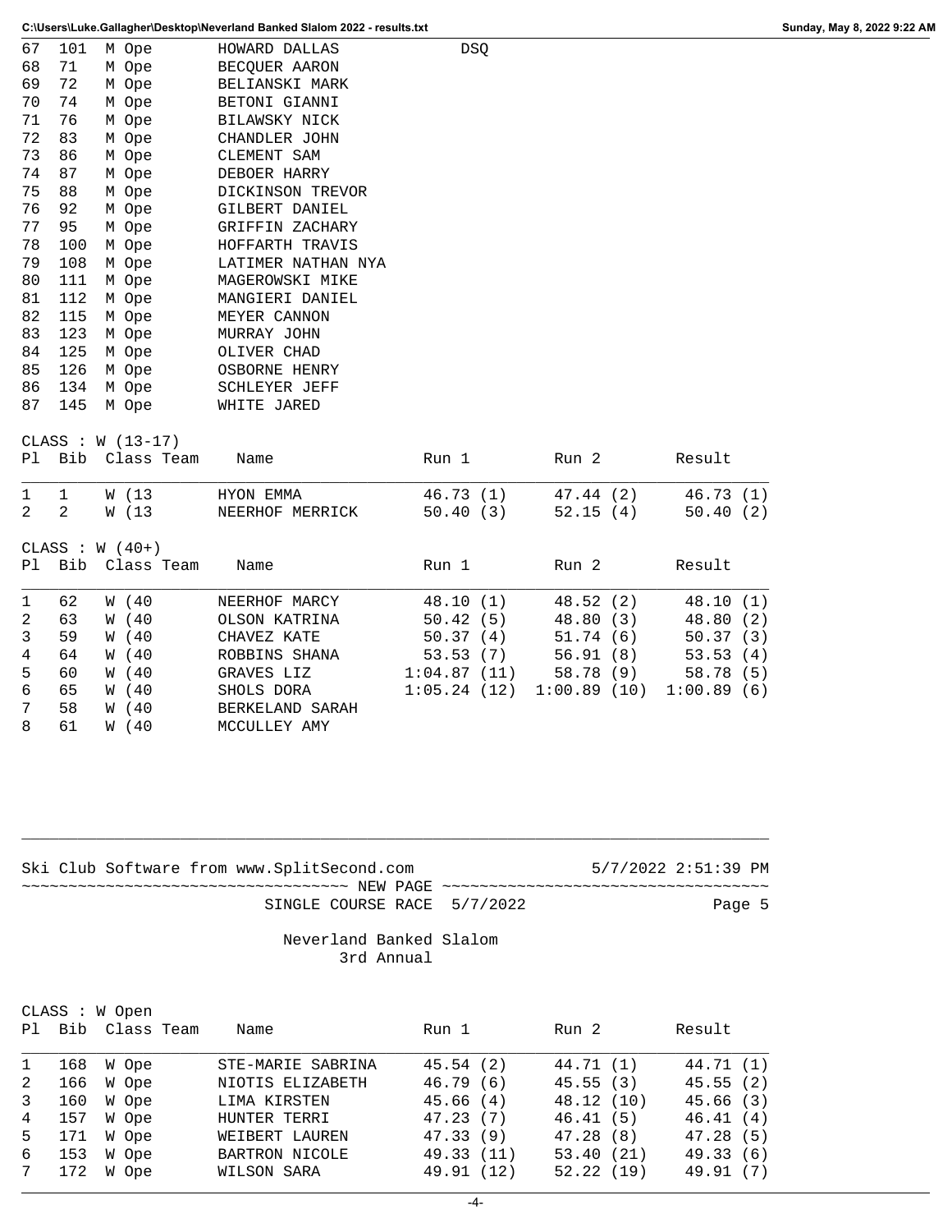| Pl | Bib | Class | Team | Name | Run 1 | Run 2 | Result |
|---|---|---|---|---|---|---|---|
| 67 | 101 | M Ope | | HOWARD DALLAS | DSQ | | |
| 68 | 71 | M Ope | | BECQUER AARON | | | |
| 69 | 72 | M Ope | | BELIANSKI MARK | | | |
| 70 | 74 | M Ope | | BETONI GIANNI | | | |
| 71 | 76 | M Ope | | BILAWSKY NICK | | | |
| 72 | 83 | M Ope | | CHANDLER JOHN | | | |
| 73 | 86 | M Ope | | CLEMENT SAM | | | |
| 74 | 87 | M Ope | | DEBOER HARRY | | | |
| 75 | 88 | M Ope | | DICKINSON TREVOR | | | |
| 76 | 92 | M Ope | | GILBERT DANIEL | | | |
| 77 | 95 | M Ope | | GRIFFIN ZACHARY | | | |
| 78 | 100 | M Ope | | HOFFARTH TRAVIS | | | |
| 79 | 108 | M Ope | | LATIMER NATHAN NYA | | | |
| 80 | 111 | M Ope | | MAGEROWSKI MIKE | | | |
| 81 | 112 | M Ope | | MANGIERI DANIEL | | | |
| 82 | 115 | M Ope | | MEYER CANNON | | | |
| 83 | 123 | M Ope | | MURRAY JOHN | | | |
| 84 | 125 | M Ope | | OLIVER CHAD | | | |
| 85 | 126 | M Ope | | OSBORNE HENRY | | | |
| 86 | 134 | M Ope | | SCHLEYER JEFF | | | |
| 87 | 145 | M Ope | | WHITE JARED | | | |

CLASS : W (13-17)

| Pl | Bib | Class | Team | Name | Run 1 | Run 2 | Result |
|---|---|---|---|---|---|---|---|
| 1 | 1 | W (13 | | HYON EMMA | 46.73 (1) | 47.44 (2) | 46.73 (1) |
| 2 | 2 | W (13 | | NEERHOF MERRICK | 50.40 (3) | 52.15 (4) | 50.40 (2) |

CLASS : W (40+)

| Pl | Bib | Class | Team | Name | Run 1 | Run 2 | Result |
|---|---|---|---|---|---|---|---|
| 1 | 62 | W (40 | | NEERHOF MARCY | 48.10 (1) | 48.52 (2) | 48.10 (1) |
| 2 | 63 | W (40 | | OLSON KATRINA | 50.42 (5) | 48.80 (3) | 48.80 (2) |
| 3 | 59 | W (40 | | CHAVEZ KATE | 50.37 (4) | 51.74 (6) | 50.37 (3) |
| 4 | 64 | W (40 | | ROBBINS SHANA | 53.53 (7) | 56.91 (8) | 53.53 (4) |
| 5 | 60 | W (40 | | GRAVES LIZ | 1:04.87 (11) | 58.78 (9) | 58.78 (5) |
| 6 | 65 | W (40 | | SHOLS DORA | 1:05.24 (12) | 1:00.89 (10) | 1:00.89 (6) |
| 7 | 58 | W (40 | | BERKELAND SARAH | | | |
| 8 | 61 | W (40 | | MCCULLEY AMY | | | |

Ski Club Software from www.SplitSecond.com 5/7/2022 2:51:39 PM

~~~~~~~~~~~~~~~~~~~~~~~~~~~~~~~~~~~ NEW PAGE ~~~~~~~~~~~~~~~~~~~~~~~~~~~~~~~~~~~

SINGLE COURSE RACE 5/7/2022 Page 5

Neverland Banked Slalom
3rd Annual

CLASS : W Open

| Pl | Bib | Class | Team | Name | Run 1 | Run 2 | Result |
|---|---|---|---|---|---|---|---|
| 1 | 168 | W Ope | | STE-MARIE SABRINA | 45.54 (2) | 44.71 (1) | 44.71 (1) |
| 2 | 166 | W Ope | | NIOTIS ELIZABETH | 46.79 (6) | 45.55 (3) | 45.55 (2) |
| 3 | 160 | W Ope | | LIMA KIRSTEN | 45.66 (4) | 48.12 (10) | 45.66 (3) |
| 4 | 157 | W Ope | | HUNTER TERRI | 47.23 (7) | 46.41 (5) | 46.41 (4) |
| 5 | 171 | W Ope | | WEIBERT LAUREN | 47.33 (9) | 47.28 (8) | 47.28 (5) |
| 6 | 153 | W Ope | | BARTRON NICOLE | 49.33 (11) | 53.40 (21) | 49.33 (6) |
| 7 | 172 | W Ope | | WILSON SARA | 49.91 (12) | 52.22 (19) | 49.91 (7) |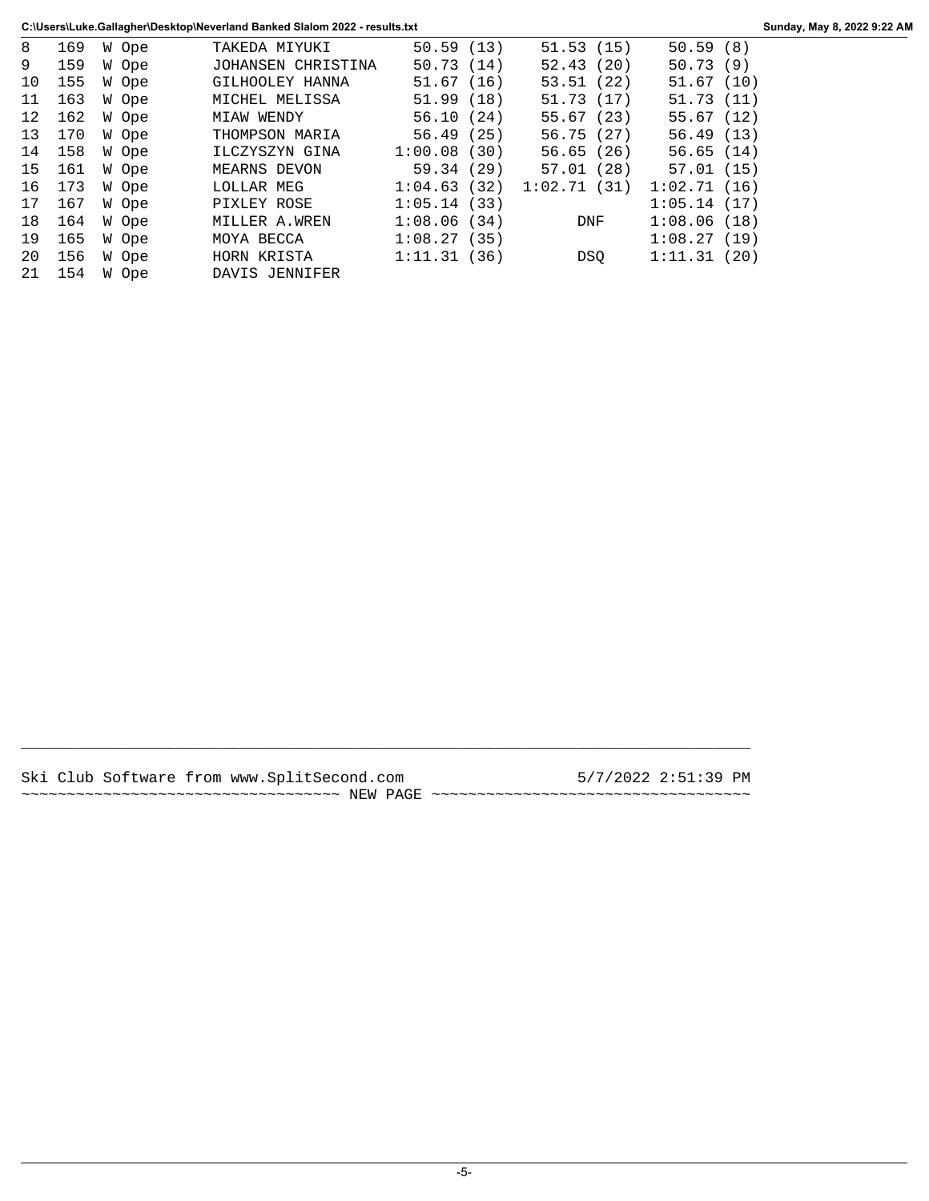| | | | | | | |
|---|---|---|---|---|---|---|
| 8 | 169 | W Ope | TAKEDA MIYUKI | 50.59 (13) | 51.53 (15) | 50.59 (8) |
| 9 | 159 | W Ope | JOHANSEN CHRISTINA | 50.73 (14) | 52.43 (20) | 50.73 (9) |
| 10 | 155 | W Ope | GILHOOLEY HANNA | 51.67 (16) | 53.51 (22) | 51.67 (10) |
| 11 | 163 | W Ope | MICHEL MELISSA | 51.99 (18) | 51.73 (17) | 51.73 (11) |
| 12 | 162 | W Ope | MIAW WENDY | 56.10 (24) | 55.67 (23) | 55.67 (12) |
| 13 | 170 | W Ope | THOMPSON MARIA | 56.49 (25) | 56.75 (27) | 56.49 (13) |
| 14 | 158 | W Ope | ILCZYSZYN GINA | 1:00.08 (30) | 56.65 (26) | 56.65 (14) |
| 15 | 161 | W Ope | MEARNS DEVON | 59.34 (29) | 57.01 (28) | 57.01 (15) |
| 16 | 173 | W Ope | LOLLAR MEG | 1:04.63 (32) | 1:02.71 (31) | 1:02.71 (16) |
| 17 | 167 | W Ope | PIXLEY ROSE | 1:05.14 (33) | | 1:05.14 (17) |
| 18 | 164 | W Ope | MILLER A.WREN | 1:08.06 (34) | DNF | 1:08.06 (18) |
| 19 | 165 | W Ope | MOYA BECCA | 1:08.27 (35) | | 1:08.27 (19) |
| 20 | 156 | W Ope | HORN KRISTA | 1:11.31 (36) | DSQ | 1:11.31 (20) |
| 21 | 154 | W Ope | DAVIS JENNIFER | | | |

Ski Club Software from www.SplitSecond.com 5/7/2022 2:51:39 PM

~~~~~~~~~~~~~~~~~~~~~~~~~~~~~~~~~~ NEW PAGE ~~~~~~~~~~~~~~~~~~~~~~~~~~~~~~~~~~